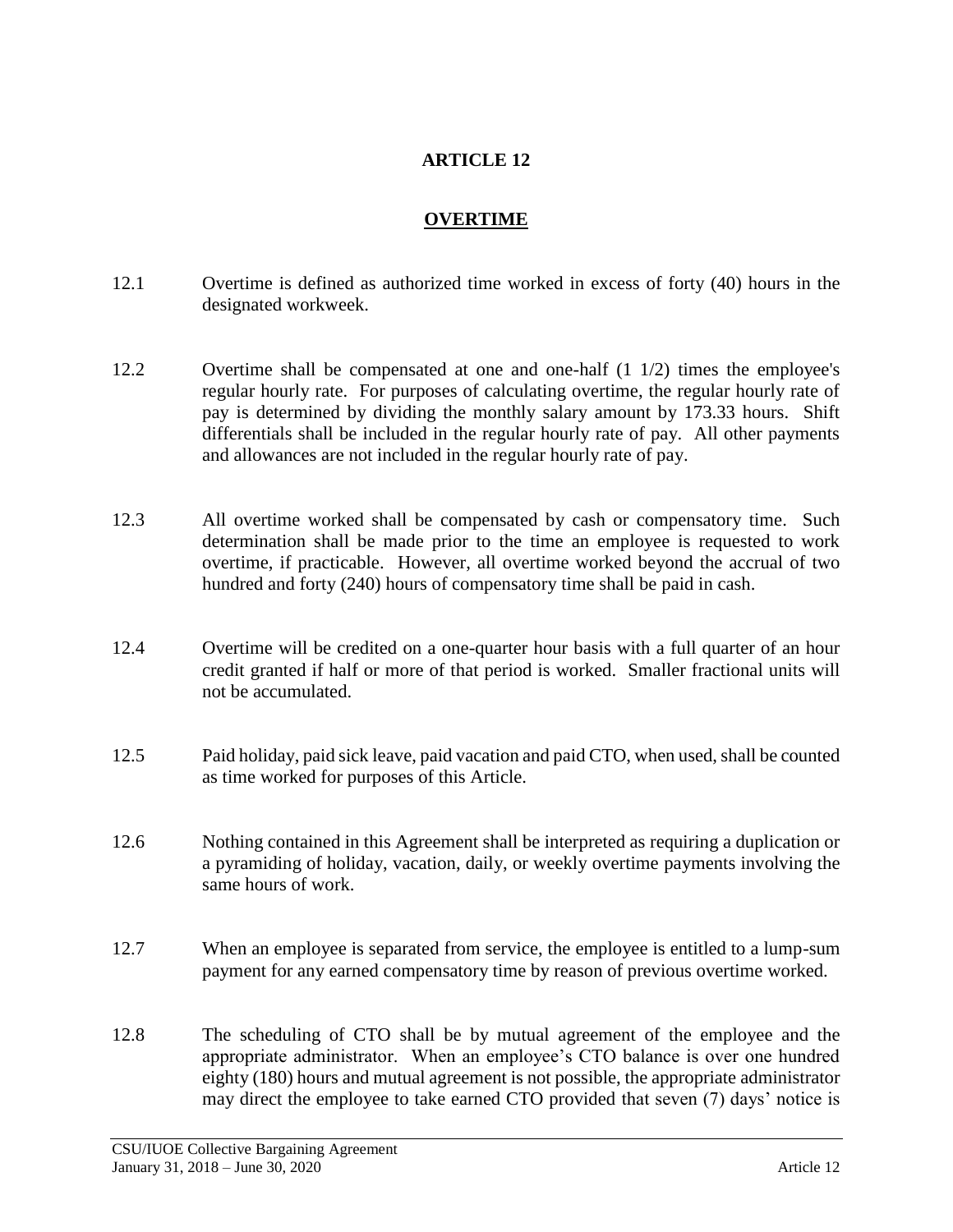# ARTICLE 12

## OVERTIME

12.1 Overtime is defined as authorized time worked in excess of forty (40) hours in the designated workweek.

12.2 Overtime shall be compensated at one and one-half (1 1/2) times the employee's regular hourly rate. For purposes of calculating overtime, the regular hourly rate of pay is determined by dividing the monthly salary amount by 173.33 hours. Shift differentials shall be included in the regular hourly rate of pay. All other payments and allowances are not included in the regular hourly rate of pay.

12.3 All overtime worked shall be compensated by cash or compensatory time. Such determination shall be made prior to the time an employee is requested to work overtime, if practicable. However, all overtime worked beyond the accrual of two hundred and forty (240) hours of compensatory time shall be paid in cash.

12.4 Overtime will be credited on a one-quarter hour basis with a full quarter of an hour credit granted if half or more of that period is worked. Smaller fractional units will not be accumulated.

12.5 Paid holiday, paid sick leave, paid vacation and paid CTO, when used, shall be counted as time worked for purposes of this Article.

12.6 Nothing contained in this Agreement shall be interpreted as requiring a duplication or a pyramiding of holiday, vacation, daily, or weekly overtime payments involving the same hours of work.

12.7 When an employee is separated from service, the employee is entitled to a lump-sum payment for any earned compensatory time by reason of previous overtime worked.

12.8 The scheduling of CTO shall be by mutual agreement of the employee and the appropriate administrator. When an employee's CTO balance is over one hundred eighty (180) hours and mutual agreement is not possible, the appropriate administrator may direct the employee to take earned CTO provided that seven (7) days' notice is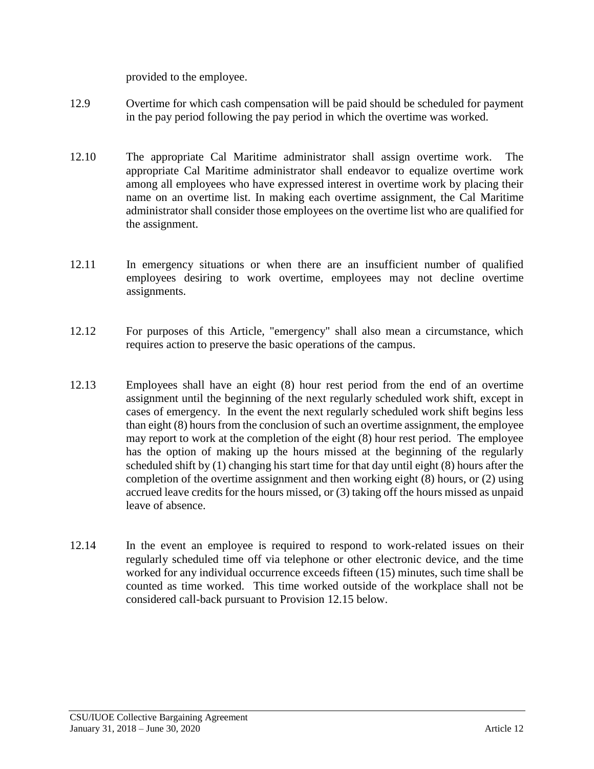provided to the employee.

12.9 Overtime for which cash compensation will be paid should be scheduled for payment in the pay period following the pay period in which the overtime was worked.

12.10 The appropriate Cal Maritime administrator shall assign overtime work. The appropriate Cal Maritime administrator shall endeavor to equalize overtime work among all employees who have expressed interest in overtime work by placing their name on an overtime list. In making each overtime assignment, the Cal Maritime administrator shall consider those employees on the overtime list who are qualified for the assignment.

12.11 In emergency situations or when there are an insufficient number of qualified employees desiring to work overtime, employees may not decline overtime assignments.

12.12 For purposes of this Article, "emergency" shall also mean a circumstance, which requires action to preserve the basic operations of the campus.

12.13 Employees shall have an eight (8) hour rest period from the end of an overtime assignment until the beginning of the next regularly scheduled work shift, except in cases of emergency. In the event the next regularly scheduled work shift begins less than eight (8) hours from the conclusion of such an overtime assignment, the employee may report to work at the completion of the eight (8) hour rest period. The employee has the option of making up the hours missed at the beginning of the regularly scheduled shift by (1) changing his start time for that day until eight (8) hours after the completion of the overtime assignment and then working eight (8) hours, or (2) using accrued leave credits for the hours missed, or (3) taking off the hours missed as unpaid leave of absence.

12.14 In the event an employee is required to respond to work-related issues on their regularly scheduled time off via telephone or other electronic device, and the time worked for any individual occurrence exceeds fifteen (15) minutes, such time shall be counted as time worked. This time worked outside of the workplace shall not be considered call-back pursuant to Provision 12.15 below.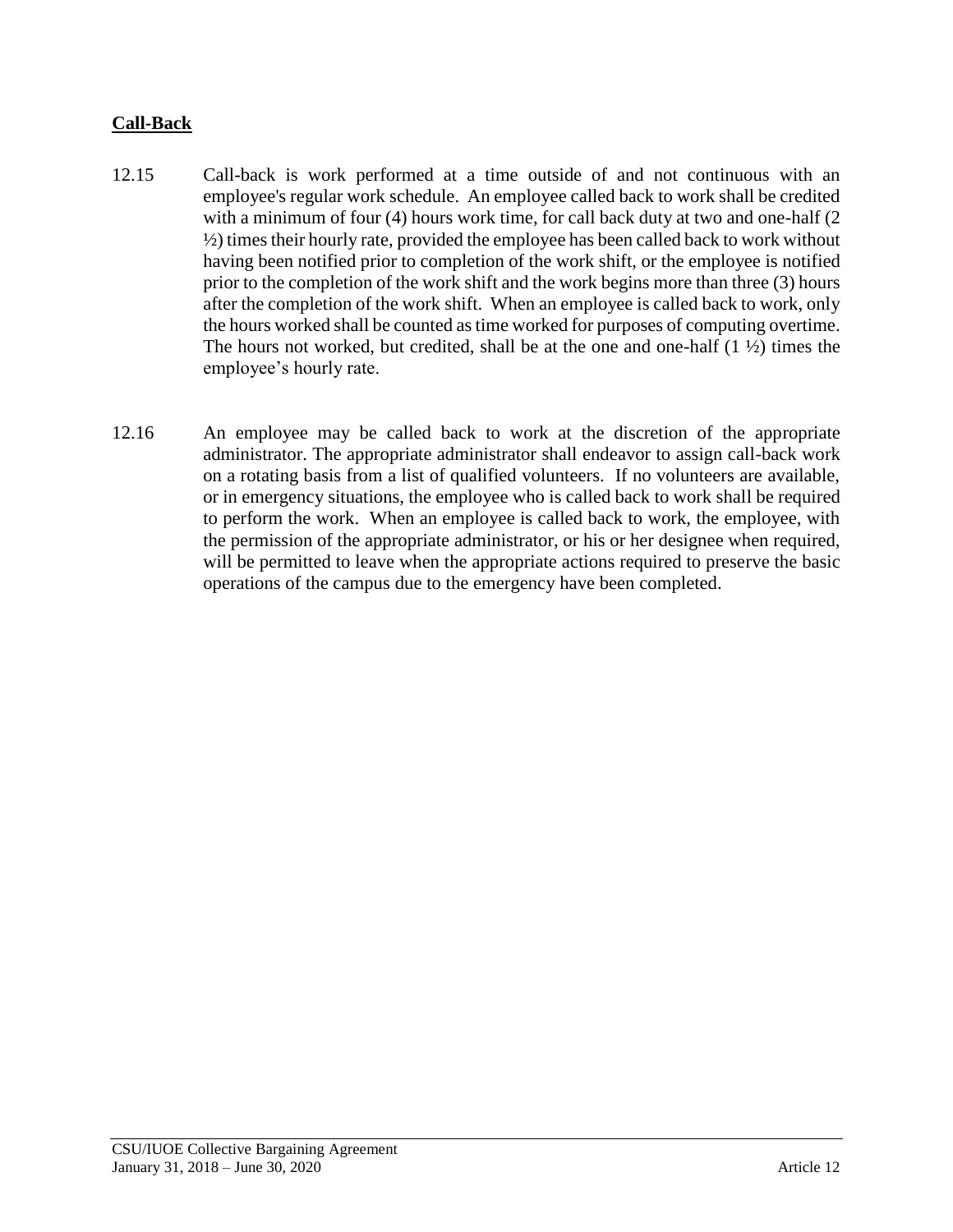**Call-Back**

12.15 Call-back is work performed at a time outside of and not continuous with an employee's regular work schedule. An employee called back to work shall be credited with a minimum of four (4) hours work time, for call back duty at two and one-half (2 ½) times their hourly rate, provided the employee has been called back to work without having been notified prior to completion of the work shift, or the employee is notified prior to the completion of the work shift and the work begins more than three (3) hours after the completion of the work shift. When an employee is called back to work, only the hours worked shall be counted as time worked for purposes of computing overtime. The hours not worked, but credited, shall be at the one and one-half (1 ½) times the employee's hourly rate.

12.16 An employee may be called back to work at the discretion of the appropriate administrator. The appropriate administrator shall endeavor to assign call-back work on a rotating basis from a list of qualified volunteers. If no volunteers are available, or in emergency situations, the employee who is called back to work shall be required to perform the work. When an employee is called back to work, the employee, with the permission of the appropriate administrator, or his or her designee when required, will be permitted to leave when the appropriate actions required to preserve the basic operations of the campus due to the emergency have been completed.